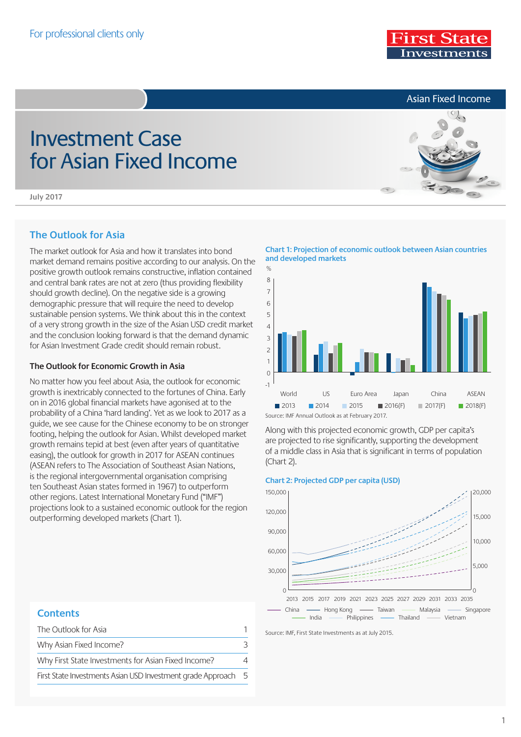For professional clients only

Asian Fixed Income

# Investment Case for Asian Fixed Income

July 2017

## The Outlook for Asia

The market outlook for Asia and how it translates into bond market demand remains positive according to our analysis. On the positive growth outlook remains constructive, inflation contained and central bank rates are not at zero (thus providing flexibility should growth decline). On the negative side is a growing demographic pressure that will require the need to develop sustainable pension systems. We think about this in the context of a very strong growth in the size of the Asian USD credit market and the conclusion looking forward is that the demand dynamic for Asian Investment Grade credit should remain robust.

### The Outlook for Economic Growth in Asia

No matter how you feel about Asia, the outlook for economic growth is inextricably connected to the fortunes of China. Early on in 2016 global financial markets have agonised at to the probability of a China 'hard landing'. Yet as we look to 2017 as a guide, we see cause for the Chinese economy to be on stronger footing, helping the outlook for Asian. Whilst developed market growth remains tepid at best (even after years of quantitative easing), the outlook for growth in 2017 for ASEAN continues (ASEAN refers to The Association of Southeast Asian Nations, is the regional intergovernmental organisation comprising ten Southeast Asian states formed in 1967) to outperform other regions. Latest International Monetary Fund ("IMF") projections look to a sustained economic outlook for the region outperforming developed markets (Chart 1).

**Chart 1: Projection of economic outlook between Asian countries and developed markets**

Source: IMF Annual Outlook as at February 2017.

Along with this projected economic growth, GDP per capita's are projected to rise significantly, supporting the development of a middle class in Asia that is significant in terms of population (Chart 2).

**Chart 2: Projected GDP per capita (USD)**

Source: IMF, First State Investments as at July 2015.

## Contents

| | |
|---|---|
| The Outlook for Asia | 1 |
| Why Asian Fixed Income? | 3 |
| Why First State Investments for Asian Fixed Income? | 4 |
| First State Investments Asian USD Investment grade Approach | 5 |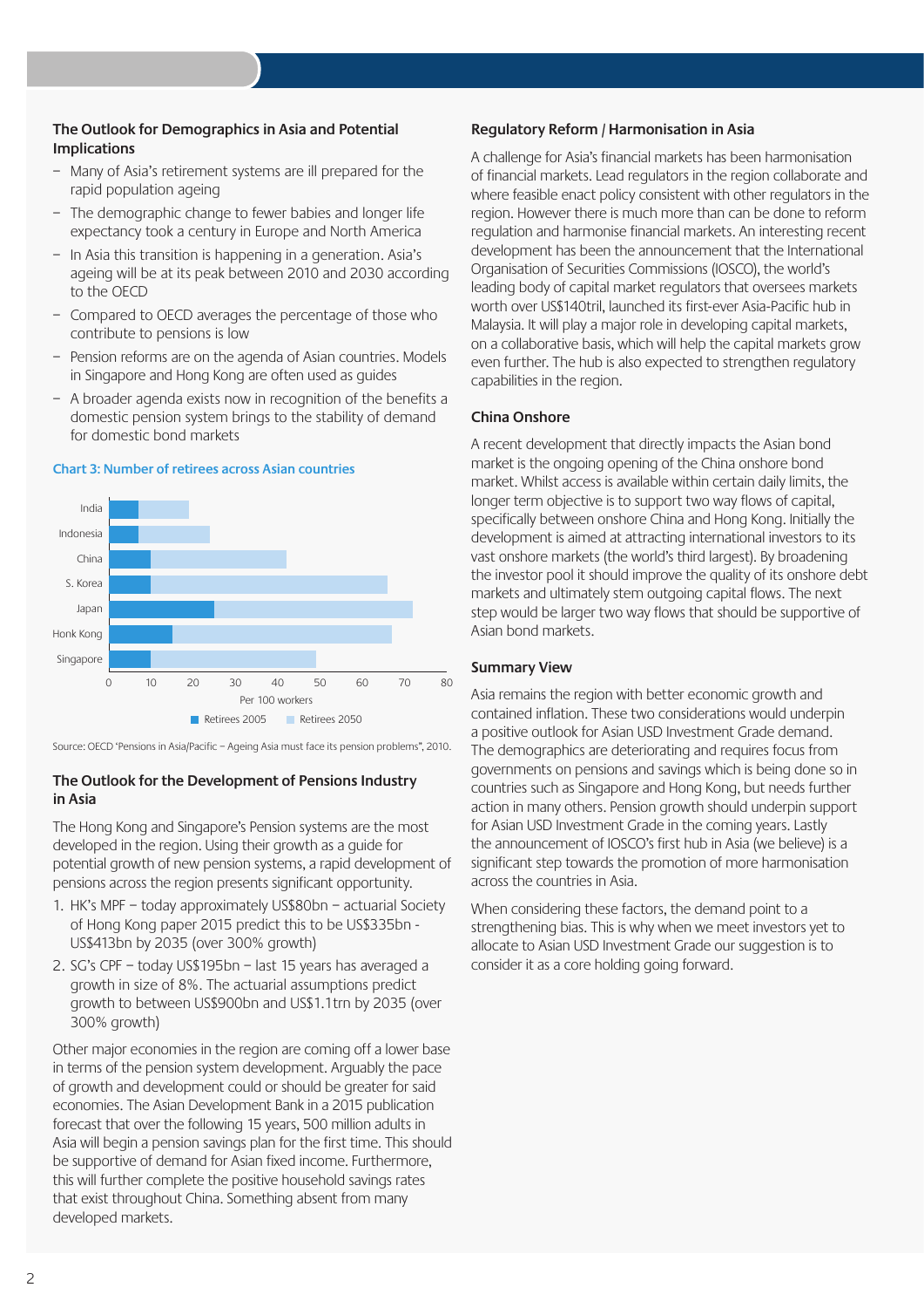## The Outlook for Demographics in Asia and Potential Implications

- Many of Asia's retirement systems are ill prepared for the rapid population ageing
- The demographic change to fewer babies and longer life expectancy took a century in Europe and North America
- In Asia this transition is happening in a generation. Asia's ageing will be at its peak between 2010 and 2030 according to the OECD
- Compared to OECD averages the percentage of those who contribute to pensions is low
- Pension reforms are on the agenda of Asian countries. Models in Singapore and Hong Kong are often used as guides
- A broader agenda exists now in recognition of the benefits a domestic pension system brings to the stability of demand for domestic bond markets

**Chart 3: Number of retirees across Asian countries**

| Country | Retirees 2005 (per 100 workers) | Retirees 2050 (per 100 workers) |
|---|---|---|
| India | 7 | 19 |
| Indonesia | 7 | 24 |
| China | 10 | 43 |
| S. Korea | 10 | 66 |
| Japan | 25 | 72 |
| Honk Kong | 15 | 67 |
| Singapore | 10 | 49 |

Source: OECD "Pensions in Asia/Pacific – Ageing Asia must face its pension problems", 2010.

## The Outlook for the Development of Pensions Industry in Asia

The Hong Kong and Singapore's Pension systems are the most developed in the region. Using their growth as a guide for potential growth of new pension systems, a rapid development of pensions across the region presents significant opportunity.

1. HK's MPF – today approximately US$80bn – actuarial Society of Hong Kong paper 2015 predict this to be US$335bn - US$413bn by 2035 (over 300% growth)
2. SG's CPF – today US$195bn – last 15 years has averaged a growth in size of 8%. The actuarial assumptions predict growth to between US$900bn and US$1.1trn by 2035 (over 300% growth)

Other major economies in the region are coming off a lower base in terms of the pension system development. Arguably the pace of growth and development could or should be greater for said economies. The Asian Development Bank in a 2015 publication forecast that over the following 15 years, 500 million adults in Asia will begin a pension savings plan for the first time. This should be supportive of demand for Asian fixed income. Furthermore, this will further complete the positive household savings rates that exist throughout China. Something absent from many developed markets.

## Regulatory Reform / Harmonisation in Asia

A challenge for Asia's financial markets has been harmonisation of financial markets. Lead regulators in the region collaborate and where feasible enact policy consistent with other regulators in the region. However there is much more than can be done to reform regulation and harmonise financial markets. An interesting recent development has been the announcement that the International Organisation of Securities Commissions (IOSCO), the world's leading body of capital market regulators that oversees markets worth over US$140tril, launched its first-ever Asia-Pacific hub in Malaysia. It will play a major role in developing capital markets, on a collaborative basis, which will help the capital markets grow even further. The hub is also expected to strengthen regulatory capabilities in the region.

## China Onshore

A recent development that directly impacts the Asian bond market is the ongoing opening of the China onshore bond market. Whilst access is available within certain daily limits, the longer term objective is to support two way flows of capital, specifically between onshore China and Hong Kong. Initially the development is aimed at attracting international investors to its vast onshore markets (the world's third largest). By broadening the investor pool it should improve the quality of its onshore debt markets and ultimately stem outgoing capital flows. The next step would be larger two way flows that should be supportive of Asian bond markets.

## Summary View

Asia remains the region with better economic growth and contained inflation. These two considerations would underpin a positive outlook for Asian USD Investment Grade demand. The demographics are deteriorating and requires focus from governments on pensions and savings which is being done so in countries such as Singapore and Hong Kong, but needs further action in many others. Pension growth should underpin support for Asian USD Investment Grade in the coming years. Lastly the announcement of IOSCO's first hub in Asia (we believe) is a significant step towards the promotion of more harmonisation across the countries in Asia.

When considering these factors, the demand point to a strengthening bias. This is why when we meet investors yet to allocate to Asian USD Investment Grade our suggestion is to consider it as a core holding going forward.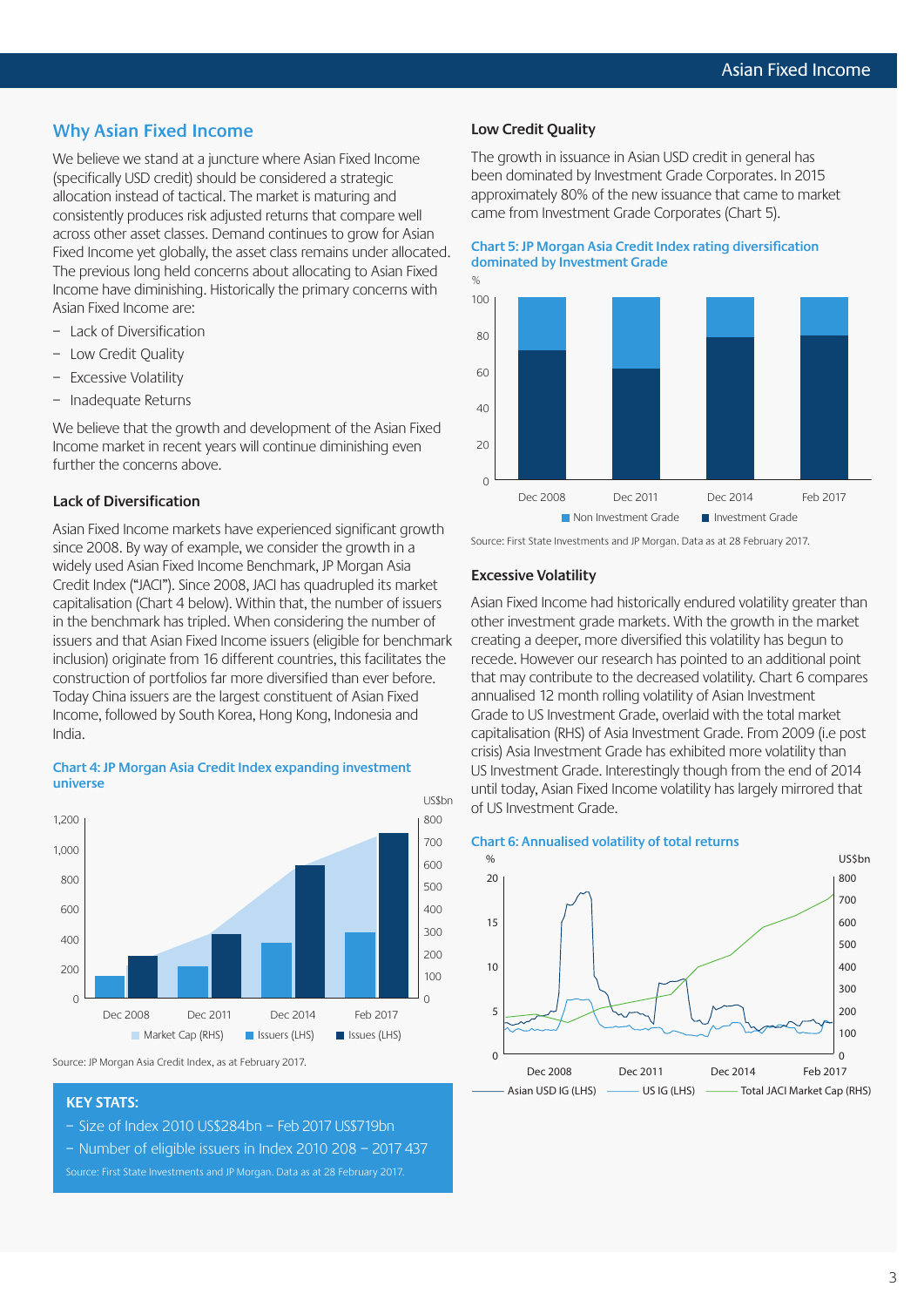## Why Asian Fixed Income

We believe we stand at a juncture where Asian Fixed Income (specifically USD credit) should be considered a strategic allocation instead of tactical. The market is maturing and consistently produces risk adjusted returns that compare well across other asset classes. Demand continues to grow for Asian Fixed Income yet globally, the asset class remains under allocated. The previous long held concerns about allocating to Asian Fixed Income have diminishing. Historically the primary concerns with Asian Fixed Income are:

- Lack of Diversification
- Low Credit Quality
- Excessive Volatility
- Inadequate Returns

We believe that the growth and development of the Asian Fixed Income market in recent years will continue diminishing even further the concerns above.

### Lack of Diversification

Asian Fixed Income markets have experienced significant growth since 2008. By way of example, we consider the growth in a widely used Asian Fixed Income Benchmark, JP Morgan Asia Credit Index ("JACI"). Since 2008, JACI has quadrupled its market capitalisation (Chart 4 below). Within that, the number of issuers in the benchmark has tripled. When considering the number of issuers and that Asian Fixed Income issuers (eligible for benchmark inclusion) originate from 16 different countries, this facilitates the construction of portfolios far more diversified than ever before. Today China issuers are the largest constituent of Asian Fixed Income, followed by South Korea, Hong Kong, Indonesia and India.

**Chart 4: JP Morgan Asia Credit Index expanding investment universe**

Source: JP Morgan Asia Credit Index, as at February 2017.

**KEY STATS:**

- Size of Index 2010 US$284bn – Feb 2017 US$719bn
- Number of eligible issuers in Index 2010 208 – 2017 437

Source: First State Investments and JP Morgan. Data as at 28 February 2017.

### Low Credit Quality

The growth in issuance in Asian USD credit in general has been dominated by Investment Grade Corporates. In 2015 approximately 80% of the new issuance that came to market came from Investment Grade Corporates (Chart 5).

**Chart 5: JP Morgan Asia Credit Index rating diversification dominated by Investment Grade**

Source: First State Investments and JP Morgan. Data as at 28 February 2017.

### Excessive Volatility

Asian Fixed Income had historically endured volatility greater than other investment grade markets. With the growth in the market creating a deeper, more diversified this volatility has begun to recede. However our research has pointed to an additional point that may contribute to the decreased volatility. Chart 6 compares annualised 12 month rolling volatility of Asian Investment Grade to US Investment Grade, overlaid with the total market capitalisation (RHS) of Asia Investment Grade. From 2009 (i.e post crisis) Asia Investment Grade has exhibited more volatility than US Investment Grade. Interestingly though from the end of 2014 until today, Asian Fixed Income volatility has largely mirrored that of US Investment Grade.

**Chart 6: Annualised volatility of total returns**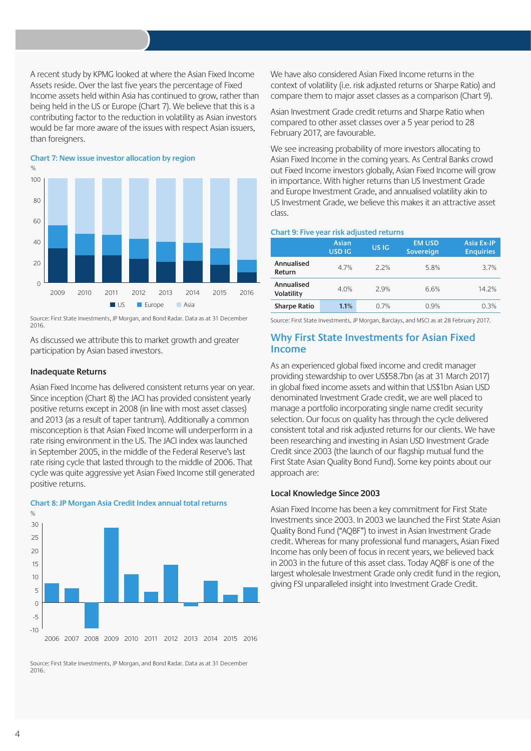A recent study by KPMG looked at where the Asian Fixed Income Assets reside. Over the last five years the percentage of Fixed Income assets held within Asia has continued to grow, rather than being held in the US or Europe (Chart 7). We believe that this is a contributing factor to the reduction in volatility as Asian investors would be far more aware of the issues with respect Asian issuers, than foreigners.

**Chart 7: New issue investor allocation by region**

Source: First State Investments, JP Morgan, and Bond Radar. Data as at 31 December 2016.

As discussed we attribute this to market growth and greater participation by Asian based investors.

### Inadequate Returns

Asian Fixed Income has delivered consistent returns year on year. Since inception (Chart 8) the JACI has provided consistent yearly positive returns except in 2008 (in line with most asset classes) and 2013 (as a result of taper tantrum). Additionally a common misconception is that Asian Fixed Income will underperform in a rate rising environment in the US. The JACI index was launched in September 2005, in the middle of the Federal Reserve's last rate rising cycle that lasted through to the middle of 2006. That cycle was quite aggressive yet Asian Fixed Income still generated positive returns.

**Chart 8: JP Morgan Asia Credit Index annual total returns**

Source: First State Investments, JP Morgan, and Bond Radar. Data as at 31 December 2016.

We have also considered Asian Fixed Income returns in the context of volatility (i.e. risk adjusted returns or Sharpe Ratio) and compare them to major asset classes as a comparison (Chart 9).

Asian Investment Grade credit returns and Sharpe Ratio when compared to other asset classes over a 5 year period to 28 February 2017, are favourable.

We see increasing probability of more investors allocating to Asian Fixed Income in the coming years. As Central Banks crowd out Fixed Income investors globally, Asian Fixed Income will grow in importance. With higher returns than US Investment Grade and Europe Investment Grade, and annualised volatility akin to US Investment Grade, we believe this makes it an attractive asset class.

**Chart 9: Five year risk adjusted returns**

| | Asian USD IG | US IG | EM USD Sovereign | Asia Ex-JP Enquiries |
|---|---|---|---|---|
| Annualised Return | 4.7% | 2.2% | 5.8% | 3.7% |
| Annualised Volatility | 4.0% | 2.9% | 6.6% | 14.2% |
| Sharpe Ratio | 1.1% | 0.7% | 0.9% | 0.3% |

Source: First State Investments, JP Morgan, Barclays, and MSCI as at 28 February 2017.

## Why First State Investments for Asian Fixed Income

As an experienced global fixed income and credit manager providing stewardship to over US$58.7bn (as at 31 March 2017) in global fixed income assets and within that US$1bn Asian USD denominated Investment Grade credit, we are well placed to manage a portfolio incorporating single name credit security selection. Our focus on quality has through the cycle delivered consistent total and risk adjusted returns for our clients. We have been researching and investing in Asian USD Investment Grade Credit since 2003 (the launch of our flagship mutual fund the First State Asian Quality Bond Fund). Some key points about our approach are:

### Local Knowledge Since 2003

Asian Fixed Income has been a key commitment for First State Investments since 2003. In 2003 we launched the First State Asian Quality Bond Fund ("AQBF") to invest in Asian Investment Grade credit. Whereas for many professional fund managers, Asian Fixed Income has only been of focus in recent years, we believed back in 2003 in the future of this asset class. Today AQBF is one of the largest wholesale Investment Grade only credit fund in the region, giving FSI unparalleled insight into Investment Grade Credit.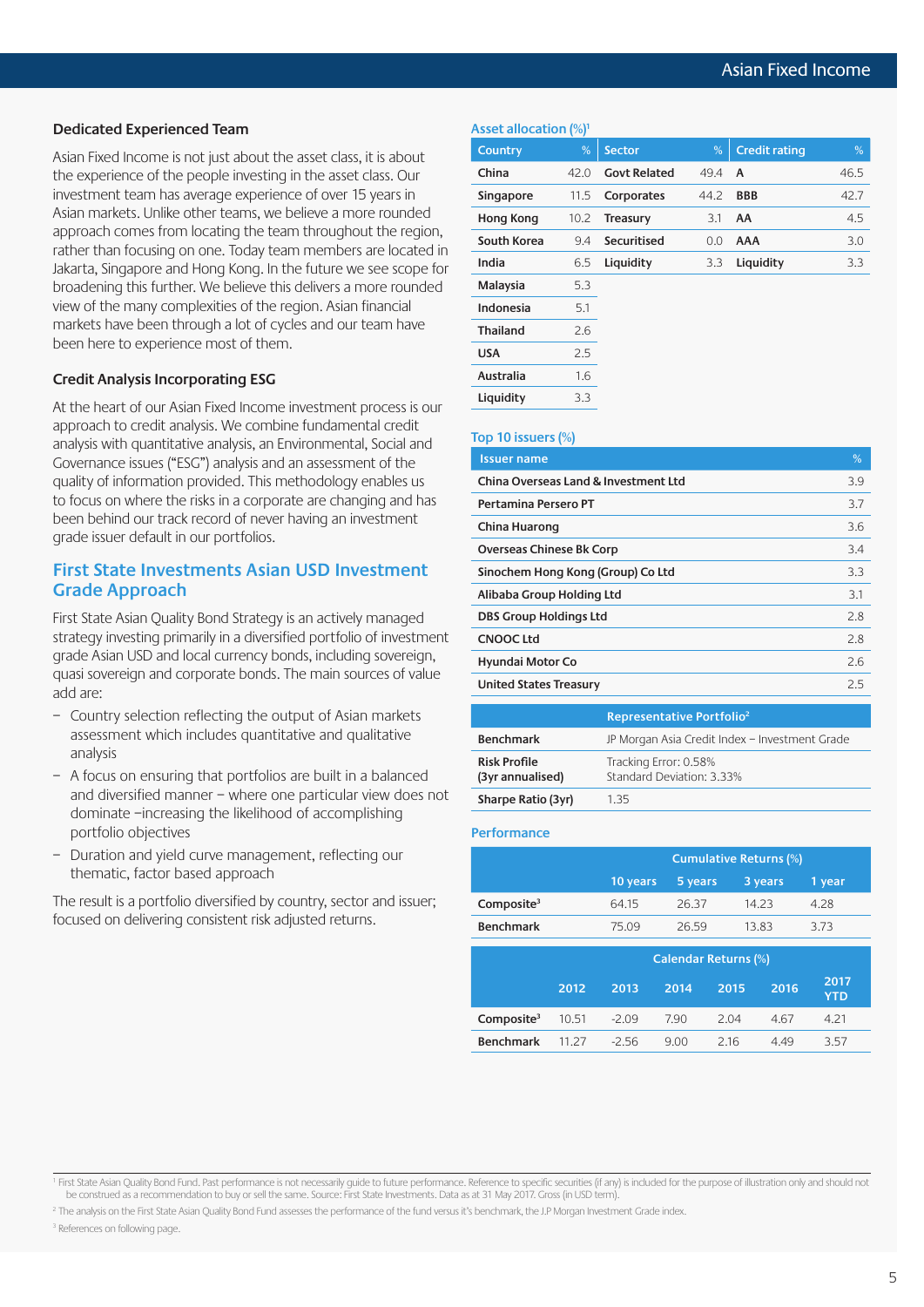### Dedicated Experienced Team

Asian Fixed Income is not just about the asset class, it is about the experience of the people investing in the asset class. Our investment team has average experience of over 15 years in Asian markets. Unlike other teams, we believe a more rounded approach comes from locating the team throughout the region, rather than focusing on one. Today team members are located in Jakarta, Singapore and Hong Kong. In the future we see scope for broadening this further. We believe this delivers a more rounded view of the many complexities of the region. Asian financial markets have been through a lot of cycles and our team have been here to experience most of them.

### Credit Analysis Incorporating ESG

At the heart of our Asian Fixed Income investment process is our approach to credit analysis. We combine fundamental credit analysis with quantitative analysis, an Environmental, Social and Governance issues ("ESG") analysis and an assessment of the quality of information provided. This methodology enables us to focus on where the risks in a corporate are changing and has been behind our track record of never having an investment grade issuer default in our portfolios.

## First State Investments Asian USD Investment Grade Approach

First State Asian Quality Bond Strategy is an actively managed strategy investing primarily in a diversified portfolio of investment grade Asian USD and local currency bonds, including sovereign, quasi sovereign and corporate bonds. The main sources of value add are:

- Country selection reflecting the output of Asian markets assessment which includes quantitative and qualitative analysis
- A focus on ensuring that portfolios are built in a balanced and diversified manner – where one particular view does not dominate –increasing the likelihood of accomplishing portfolio objectives
- Duration and yield curve management, reflecting our thematic, factor based approach

The result is a portfolio diversified by country, sector and issuer; focused on delivering consistent risk adjusted returns.

### Asset allocation (%)[1]

| Country | % | Sector | % | Credit rating | % |
|---|---|---|---|---|---|
| China | 42.0 | Govt Related | 49.4 | A | 46.5 |
| Singapore | 11.5 | Corporates | 44.2 | BBB | 42.7 |
| Hong Kong | 10.2 | Treasury | 3.1 | AA | 4.5 |
| South Korea | 9.4 | Securitised | 0.0 | AAA | 3.0 |
| India | 6.5 | Liquidity | 3.3 | Liquidity | 3.3 |
| Malaysia | 5.3 | | | | |
| Indonesia | 5.1 | | | | |
| Thailand | 2.6 | | | | |
| USA | 2.5 | | | | |
| Australia | 1.6 | | | | |
| Liquidity | 3.3 | | | | |

### Top 10 issuers (%)

| Issuer name | % |
|---|---|
| China Overseas Land & Investment Ltd | 3.9 |
| Pertamina Persero PT | 3.7 |
| China Huarong | 3.6 |
| Overseas Chinese Bk Corp | 3.4 |
| Sinochem Hong Kong (Group) Co Ltd | 3.3 |
| Alibaba Group Holding Ltd | 3.1 |
| DBS Group Holdings Ltd | 2.8 |
| CNOOC Ltd | 2.8 |
| Hyundai Motor Co | 2.6 |
| United States Treasury | 2.5 |

| | Representative Portfolio[2] |
|---|---|
| Benchmark | JP Morgan Asia Credit Index – Investment Grade |
| Risk Profile (3yr annualised) | Tracking Error: 0.58%<br>Standard Deviation: 3.33% |
| Sharpe Ratio (3yr) | 1.35 |

### Performance

| | Cumulative Returns (%) | | | |
|---|---|---|---|---|
| | 10 years | 5 years | 3 years | 1 year |
| Composite[3] | 64.15 | 26.37 | 14.23 | 4.28 |
| Benchmark | 75.09 | 26.59 | 13.83 | 3.73 |

| | Calendar Returns (%) | | | | | |
|---|---|---|---|---|---|---|
| | 2012 | 2013 | 2014 | 2015 | 2016 | 2017 YTD |
| Composite[3] | 10.51 | -2.09 | 7.90 | 2.04 | 4.67 | 4.21 |
| Benchmark | 11.27 | -2.56 | 9.00 | 2.16 | 4.49 | 3.57 |

[1] First State Asian Quality Bond Fund. Past performance is not necessarily guide to future performance. Reference to specific securities (if any) is included for the purpose of illustration only and should not be construed as a recommendation to buy or sell the same. Source: First State Investments. Data as at 31 May 2017. Gross (in USD term).

[2] The analysis on the First State Asian Quality Bond Fund assesses the performance of the fund versus it's benchmark, the J.P Morgan Investment Grade index.

[3] References on following page.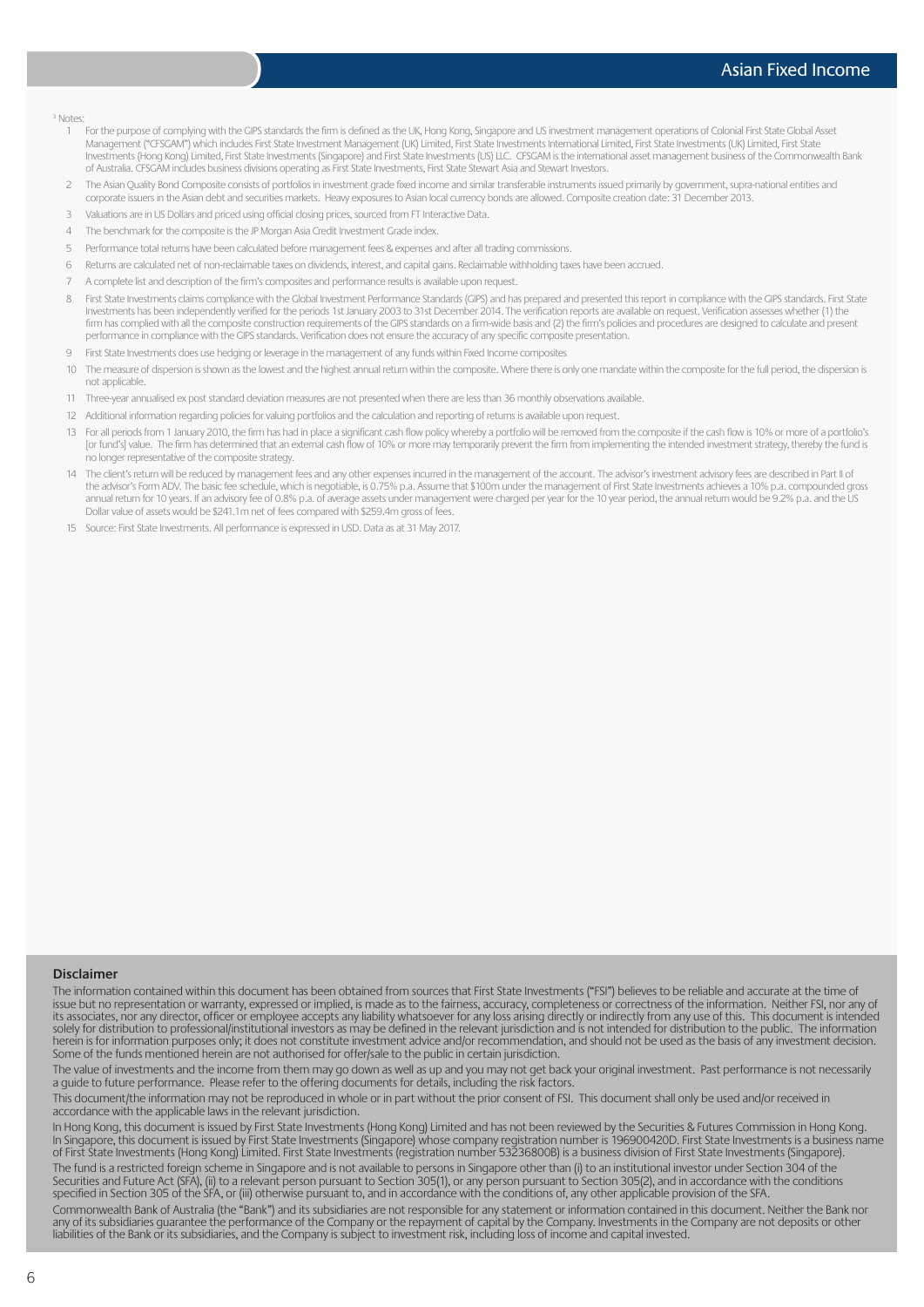[3] Notes:

1. For the purpose of complying with the GIPS standards the firm is defined as the UK, Hong Kong, Singapore and US investment management operations of Colonial First State Global Asset Management ("CFSGAM") which includes First State Investment Management (UK) Limited, First State Investments International Limited, First State Investments (UK) Limited, First State Investments (Hong Kong) Limited, First State Investments (Singapore) and First State Investments (US) LLC. CFSGAM is the international asset management business of the Commonwealth Bank of Australia. CFSGAM includes business divisions operating as First State Investments, First State Stewart Asia and Stewart Investors.
2. The Asian Quality Bond Composite consists of portfolios in investment grade fixed income and similar transferable instruments issued primarily by government, supra-national entities and corporate issuers in the Asian debt and securities markets. Heavy exposures to Asian local currency bonds are allowed. Composite creation date: 31 December 2013.
3. Valuations are in US Dollars and priced using official closing prices, sourced from FT Interactive Data.
4. The benchmark for the composite is the JP Morgan Asia Credit Investment Grade index.
5. Performance total returns have been calculated before management fees & expenses and after all trading commissions.
6. Returns are calculated net of non-reclaimable taxes on dividends, interest, and capital gains. Reclaimable withholding taxes have been accrued.
7. A complete list and description of the firm's composites and performance results is available upon request.
8. First State Investments claims compliance with the Global Investment Performance Standards (GIPS) and has prepared and presented this report in compliance with the GIPS standards. First State Investments has been independently verified for the periods 1st January 2003 to 31st December 2014. The verification reports are available on request. Verification assesses whether (1) the firm has complied with all the composite construction requirements of the GIPS standards on a firm-wide basis and (2) the firm's policies and procedures are designed to calculate and present performance in compliance with the GIPS standards. Verification does not ensure the accuracy of any specific composite presentation.
9. First State Investments does use hedging or leverage in the management of any funds within Fixed Income composites
10. The measure of dispersion is shown as the lowest and the highest annual return within the composite. Where there is only one mandate within the composite for the full period, the dispersion is not applicable.
11. Three-year annualised ex post standard deviation measures are not presented when there are less than 36 monthly observations available.
12. Additional information regarding policies for valuing portfolios and the calculation and reporting of returns is available upon request.
13. For all periods from 1 January 2010, the firm has had in place a significant cash flow policy whereby a portfolio will be removed from the composite if the cash flow is 10% or more of a portfolio's [or fund's] value. The firm has determined that an external cash flow of 10% or more may temporarily prevent the firm from implementing the intended investment strategy, thereby the fund is no longer representative of the composite strategy.
14. The client's return will be reduced by management fees and any other expenses incurred in the management of the account. The advisor's investment advisory fees are described in Part II of the advisor's Form ADV. The basic fee schedule, which is negotiable, is 0.75% p.a. Assume that $100m under the management of First State Investments achieves a 10% p.a. compounded gross annual return for 10 years. If an advisory fee of 0.8% p.a. of average assets under management were charged per year for the 10 year period, the annual return would be 9.2% p.a. and the US Dollar value of assets would be $241.1m net of fees compared with $259.4m gross of fees.
15. Source: First State Investments. All performance is expressed in USD. Data as at 31 May 2017.

## Disclaimer

The information contained within this document has been obtained from sources that First State Investments ("FSI") believes to be reliable and accurate at the time of issue but no representation or warranty, expressed or implied, is made as to the fairness, accuracy, completeness or correctness of the information. Neither FSI, nor any of its associates, nor any director, officer or employee accepts any liability whatsoever for any loss arising directly or indirectly from any use of this. This document is intended solely for distribution to professional/institutional investors as may be defined in the relevant jurisdiction and is not intended for distribution to the public. The information herein is for information purposes only; it does not constitute investment advice and/or recommendation, and should not be used as the basis of any investment decision. Some of the funds mentioned herein are not authorised for offer/sale to the public in certain jurisdiction.

The value of investments and the income from them may go down as well as up and you may not get back your original investment. Past performance is not necessarily a guide to future performance. Please refer to the offering documents for details, including the risk factors.

This document/the information may not be reproduced in whole or in part without the prior consent of FSI. This document shall only be used and/or received in accordance with the applicable laws in the relevant jurisdiction.

In Hong Kong, this document is issued by First State Investments (Hong Kong) Limited and has not been reviewed by the Securities & Futures Commission in Hong Kong. In Singapore, this document is issued by First State Investments (Singapore) whose company registration number is 196900420D. First State Investments is a business name of First State Investments (Hong Kong) Limited. First State Investments (registration number 53236800B) is a business division of First State Investments (Singapore).

The fund is a restricted foreign scheme in Singapore and is not available to persons in Singapore other than (i) to an institutional investor under Section 304 of the Securities and Future Act (SFA), (ii) to a relevant person pursuant to Section 305(1), or any person pursuant to Section 305(2), and in accordance with the conditions specified in Section 305 of the SFA, or (iii) otherwise pursuant to, and in accordance with the conditions of, any other applicable provision of the SFA.

Commonwealth Bank of Australia (the "Bank") and its subsidiaries are not responsible for any statement or information contained in this document. Neither the Bank nor any of its subsidiaries guarantee the performance of the Company or the repayment of capital by the Company. Investments in the Company are not deposits or other liabilities of the Bank or its subsidiaries, and the Company is subject to investment risk, including loss of income and capital invested.